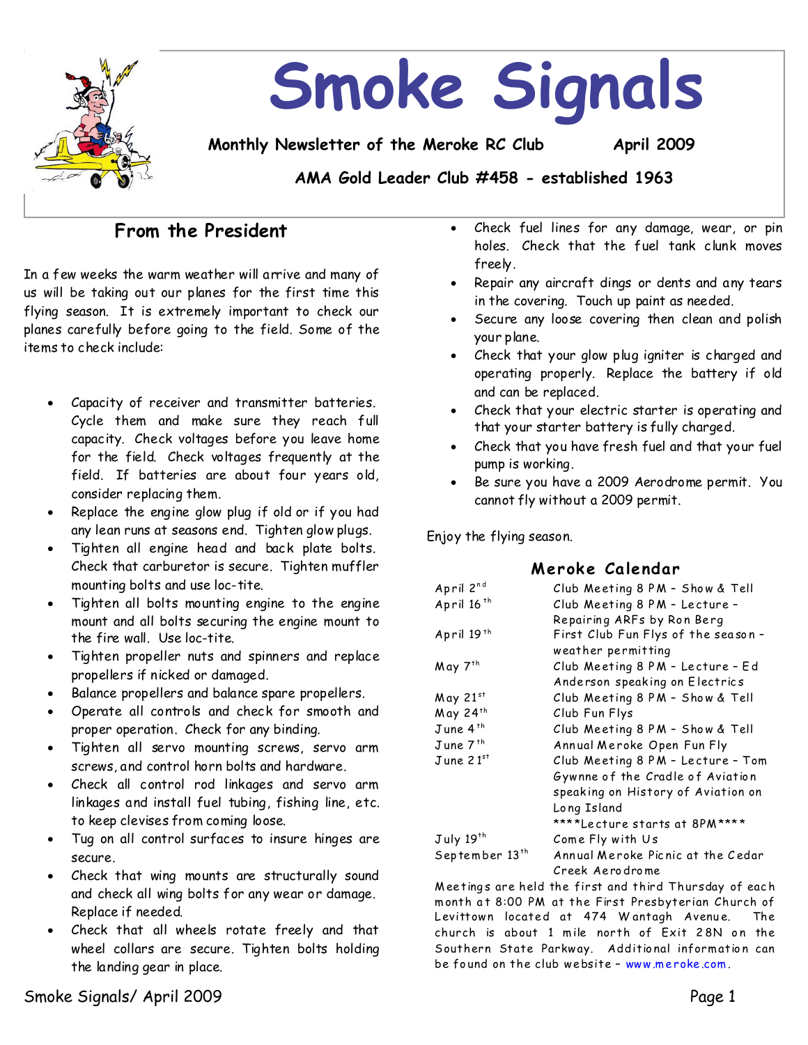# Smoke Signals

**Monthly Newsletter of the Meroke RC Club** **April 2009**

**AMA Gold Leader Club #458 - established 1963**

## From the President

In a few weeks the warm weather will arrive and many of us will be taking out our planes for the first time this flying season. It is extremely important to check our planes carefully before going to the field. Some of the items to check include:

- Capacity of receiver and transmitter batteries. Cycle them and make sure they reach full capacity. Check voltages before you leave home for the field. Check voltages frequently at the field. If batteries are about four years old, consider replacing them.
- Replace the engine glow plug if old or if you had any lean runs at seasons end. Tighten glow plugs.
- Tighten all engine head and back plate bolts. Check that carburetor is secure. Tighten muffler mounting bolts and use loc-tite.
- Tighten all bolts mounting engine to the engine mount and all bolts securing the engine mount to the fire wall. Use loc-tite.
- Tighten propeller nuts and spinners and replace propellers if nicked or damaged.
- Balance propellers and balance spare propellers.
- Operate all controls and check for smooth and proper operation. Check for any binding.
- Tighten all servo mounting screws, servo arm screws, and control horn bolts and hardware.
- Check all control rod linkages and servo arm linkages and install fuel tubing, fishing line, etc. to keep clevises from coming loose.
- Tug on all control surfaces to insure hinges are secure.
- Check that wing mounts are structurally sound and check all wing bolts for any wear or damage. Replace if needed.
- Check that all wheels rotate freely and that wheel collars are secure. Tighten bolts holding the landing gear in place.
- Check fuel lines for any damage, wear, or pin holes. Check that the fuel tank clunk moves freely.
- Repair any aircraft dings or dents and any tears in the covering. Touch up paint as needed.
- Secure any loose covering then clean and polish your plane.
- Check that your glow plug igniter is charged and operating properly. Replace the battery if old and can be replaced.
- Check that your electric starter is operating and that your starter battery is fully charged.
- Check that you have fresh fuel and that your fuel pump is working.
- Be sure you have a 2009 Aerodrome permit. You cannot fly without a 2009 permit.

Enjoy the flying season.

## Meroke Calendar

| | |
|---|---|
| April 2nd | Club Meeting 8 PM – Show & Tell |
| April 16th | Club Meeting 8 PM – Lecture – Repairing ARFs by Ron Berg |
| April 19th | First Club Fun Flys of the season – weather permitting |
| May 7th | Club Meeting 8 PM – Lecture – Ed Anderson speaking on Electrics |
| May 21st | Club Meeting 8 PM – Show & Tell |
| May 24th | Club Fun Flys |
| June 4th | Club Meeting 8 PM – Show & Tell |
| June 7th | Annual Meroke Open Fun Fly |
| June 21st | Club Meeting 8 PM – Lecture – Tom Gywnne of the Cradle of Aviation speaking on History of Aviation on Long Island ****Lecture starts at 8PM**** |
| July 19th | Come Fly with Us |
| September 13th | Annual Meroke Picnic at the Cedar Creek Aerodrome |

Meetings are held the first and third Thursday of each month at 8:00 PM at the First Presbyterian Church of Levittown located at 474 Wantagh Avenue. The church is about 1 mile north of Exit 28N on the Southern State Parkway. Additional information can be found on the club website – www.meroke.com.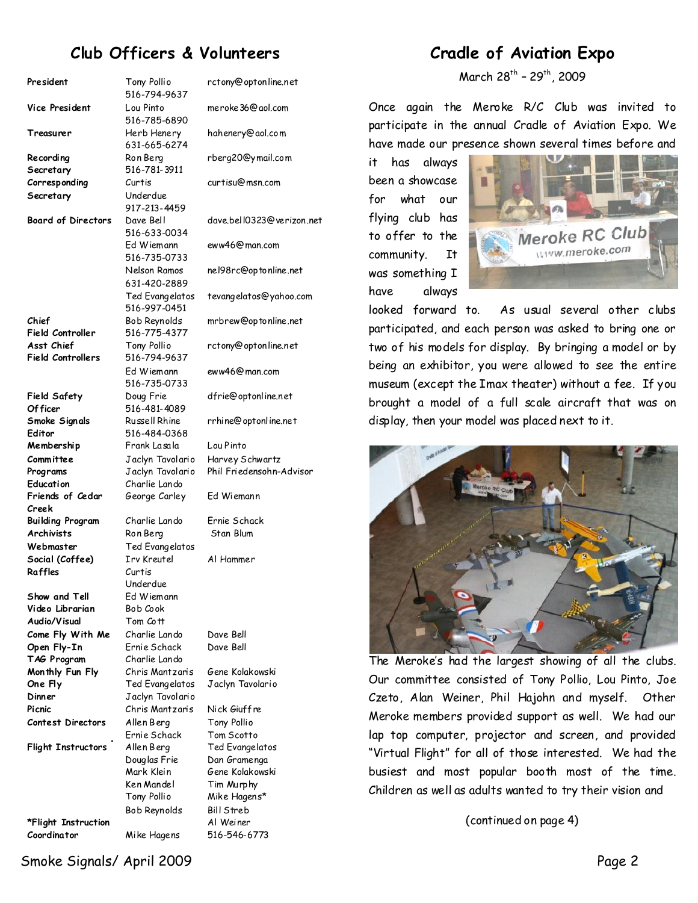## Club Officers & Volunteers

| Position | Name | Contact |
|---|---|---|
| **President** | Tony Pollio 516-794-9637 | rctony@optonline.net |
| **Vice President** | Lou Pinto 516-785-6890 | meroke36@aol.com |
| **Treasurer** | Herb Henery 631-665-6274 | hahenery@aol.com |
| **Recording Secretary** | Ron Berg 516-781-3911 | rberg20@ymail.com |
| **Corresponding Secretary** | Curtis Underdue 917-213-4459 | curtisu@msn.com |
| **Board of Directors** | Dave Bell 516-633-0034 | dave.bell0323@verizon.net |
| | Ed Wiemann 516-735-0733 | eww46@man.com |
| | Nelson Ramos 631-420-2889 | nel98rc@optonline.net |
| | Ted Evangelatos 516-997-0451 | tevangelatos@yahoo.com |
| **Chief Field Controller** | Bob Reynolds 516-775-4377 | mrbrew@optonline.net |
| **Asst Chief Field Controllers** | Tony Pollio 516-794-9637 | rctony@optonline.net |
| | Ed Wiemann 516-735-0733 | eww46@man.com |
| **Field Safety Officer** | Doug Frie 516-481-4089 | dfrie@optonline.net |
| **Smoke Signals Editor** | Russell Rhine 516-484-0368 | rrhine@optonline.net |
| **Membership Committee** | Frank Lasala | Lou Pinto |
| | Jaclyn Tavolario | Harvey Schwartz |
| **Programs** | Jaclyn Tavolario | Phil Friedensohn-Advisor |
| **Education** | Charlie Lando | |
| **Friends of Cedar Creek** | George Carley | Ed Wiemann |
| **Building Program** | Charlie Lando | Ernie Schack |
| **Archivists** | Ron Berg | Stan Blum |
| **Webmaster** | Ted Evangelatos | |
| **Social (Coffee)** | Irv Kreutel | Al Hammer |
| **Raffles** | Curtis Underdue | |
| **Show and Tell** | Ed Wiemann | |
| **Video Librarian** | Bob Cook | |
| **Audio/Visual** | Tom Cott | |
| **Come Fly With Me** | Charlie Lando | Dave Bell |
| **Open Fly-In** | Ernie Schack | Dave Bell |
| **TAG Program** | Charlie Lando | |
| **Monthly Fun Fly** | Chris Mantzaris | Gene Kolakowski |
| **One Fly** | Ted Evangelatos | Jaclyn Tavolario |
| **Dinner** | Jaclyn Tavolario | |
| **Picnic** | Chris Mantzaris | Nick Giuffre |
| **Contest Directors** | Allen Berg | Tony Pollio |
| | Ernie Schack | Tom Scotto |
| **Flight Instructors** | Allen Berg | Ted Evangelatos |
| | Douglas Frie | Dan Gramenga |
| | Mark Klein | Gene Kolakowski |
| | Ken Mandel | Tim Murphy |
| | Tony Pollio | Mike Hagens* |
| | Bob Reynolds | Bill Streb |
| | | Al Weiner |
| ***Flight Instruction Coordinator** | Mike Hagens | 516-546-6773 |

## Cradle of Aviation Expo

March 28th – 29th, 2009

Once again the Meroke R/C Club was invited to participate in the annual Cradle of Aviation Expo. We have made our presence shown several times before and it has always been a showcase for what our flying club has to offer to the community. It was something I have always looked forward to. As usual several other clubs participated, and each person was asked to bring one or two of his models for display. By bringing a model or by being an exhibitor, you were allowed to see the entire museum (except the Imax theater) without a fee. If you brought a model of a full scale aircraft that was on display, then your model was placed next to it.

The Meroke's had the largest showing of all the clubs. Our committee consisted of Tony Pollio, Lou Pinto, Joe Czeto, Alan Weiner, Phil Hajohn and myself. Other Meroke members provided support as well. We had our lap top computer, projector and screen, and provided "Virtual Flight" for all of those interested. We had the busiest and most popular booth most of the time. Children as well as adults wanted to try their vision and

(continued on page 4)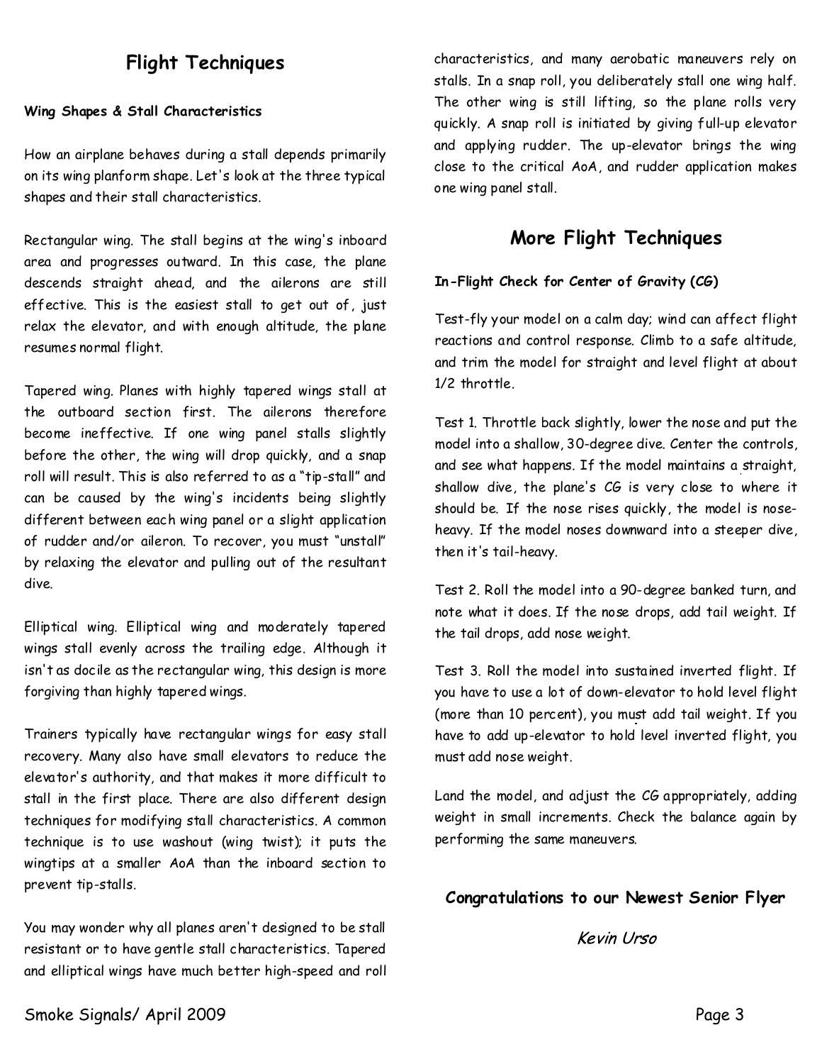## Flight Techniques

**Wing Shapes & Stall Characteristics**

How an airplane behaves during a stall depends primarily on its wing planform shape. Let's look at the three typical shapes and their stall characteristics.

Rectangular wing. The stall begins at the wing's inboard area and progresses outward. In this case, the plane descends straight ahead, and the ailerons are still effective. This is the easiest stall to get out of, just relax the elevator, and with enough altitude, the plane resumes normal flight.

Tapered wing. Planes with highly tapered wings stall at the outboard section first. The ailerons therefore become ineffective. If one wing panel stalls slightly before the other, the wing will drop quickly, and a snap roll will result. This is also referred to as a "tip-stall" and can be caused by the wing's incidents being slightly different between each wing panel or a slight application of rudder and/or aileron. To recover, you must "unstall" by relaxing the elevator and pulling out of the resultant dive.

Elliptical wing. Elliptical wing and moderately tapered wings stall evenly across the trailing edge. Although it isn't as docile as the rectangular wing, this design is more forgiving than highly tapered wings.

Trainers typically have rectangular wings for easy stall recovery. Many also have small elevators to reduce the elevator's authority, and that makes it more difficult to stall in the first place. There are also different design techniques for modifying stall characteristics. A common technique is to use washout (wing twist); it puts the wingtips at a smaller AoA than the inboard section to prevent tip-stalls.

You may wonder why all planes aren't designed to be stall resistant or to have gentle stall characteristics. Tapered and elliptical wings have much better high-speed and roll characteristics, and many aerobatic maneuvers rely on stalls. In a snap roll, you deliberately stall one wing half. The other wing is still lifting, so the plane rolls very quickly. A snap roll is initiated by giving full-up elevator and applying rudder. The up-elevator brings the wing close to the critical AoA, and rudder application makes one wing panel stall.

## More Flight Techniques

**In-Flight Check for Center of Gravity (CG)**

Test-fly your model on a calm day; wind can affect flight reactions and control response. Climb to a safe altitude, and trim the model for straight and level flight at about 1/2 throttle.

Test 1. Throttle back slightly, lower the nose and put the model into a shallow, 30-degree dive. Center the controls, and see what happens. If the model maintains a straight, shallow dive, the plane's CG is very close to where it should be. If the nose rises quickly, the model is nose-heavy. If the model noses downward into a steeper dive, then it's tail-heavy.

Test 2. Roll the model into a 90-degree banked turn, and note what it does. If the nose drops, add tail weight. If the tail drops, add nose weight.

Test 3. Roll the model into sustained inverted flight. If you have to use a lot of down-elevator to hold level flight (more than 10 percent), you must add tail weight. If you have to add up-elevator to hold level inverted flight, you must add nose weight.

Land the model, and adjust the CG appropriately, adding weight in small increments. Check the balance again by performing the same maneuvers.

**Congratulations to our Newest Senior Flyer**

*Kevin Urso*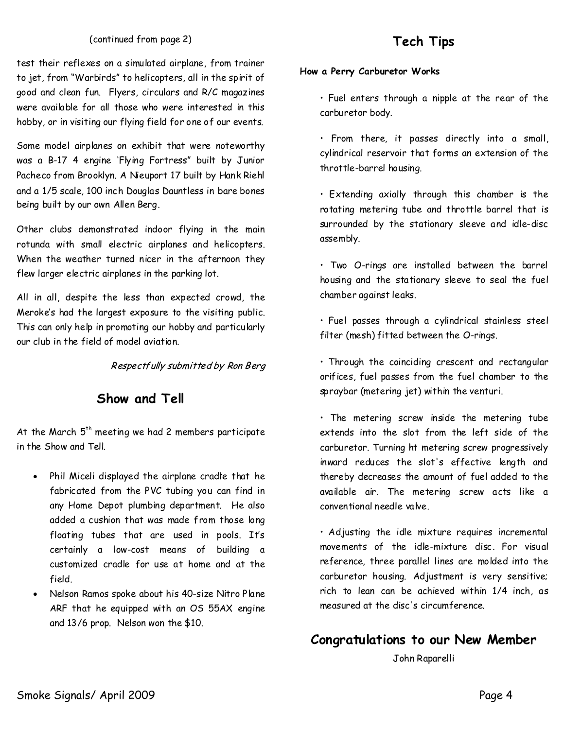(continued from page 2)

test their reflexes on a simulated airplane, from trainer to jet, from "Warbirds" to helicopters, all in the spirit of good and clean fun. Flyers, circulars and R/C magazines were available for all those who were interested in this hobby, or in visiting our flying field for one of our events.

Some model airplanes on exhibit that were noteworthy was a B-17 4 engine 'Flying Fortress" built by Junior Pacheco from Brooklyn. A Nieuport 17 built by Hank Riehl and a 1/5 scale, 100 inch Douglas Dauntless in bare bones being built by our own Allen Berg.

Other clubs demonstrated indoor flying in the main rotunda with small electric airplanes and helicopters. When the weather turned nicer in the afternoon they flew larger electric airplanes in the parking lot.

All in all, despite the less than expected crowd, the Meroke's had the largest exposure to the visiting public. This can only help in promoting our hobby and particularly our club in the field of model aviation.

*Respectfully submitted by Ron Berg*

## Show and Tell

At the March 5th meeting we had 2 members participate in the Show and Tell.

- Phil Miceli displayed the airplane cradle that he fabricated from the PVC tubing you can find in any Home Depot plumbing department. He also added a cushion that was made from those long floating tubes that are used in pools. It's certainly a low-cost means of building a customized cradle for use at home and at the field.
- Nelson Ramos spoke about his 40-size Nitro Plane ARF that he equipped with an OS 55AX engine and 13/6 prop. Nelson won the $10.

## Tech Tips

**How a Perry Carburetor Works**

- Fuel enters through a nipple at the rear of the carburetor body.
- From there, it passes directly into a small, cylindrical reservoir that forms an extension of the throttle-barrel housing.
- Extending axially through this chamber is the rotating metering tube and throttle barrel that is surrounded by the stationary sleeve and idle-disc assembly.
- Two O-rings are installed between the barrel housing and the stationary sleeve to seal the fuel chamber against leaks.
- Fuel passes through a cylindrical stainless steel filter (mesh) fitted between the O-rings.
- Through the coinciding crescent and rectangular orifices, fuel passes from the fuel chamber to the spraybar (metering jet) within the venturi.
- The metering screw inside the metering tube extends into the slot from the left side of the carburetor. Turning ht metering screw progressively inward reduces the slot's effective length and thereby decreases the amount of fuel added to the available air. The metering screw acts like a conventional needle valve.
- Adjusting the idle mixture requires incremental movements of the idle-mixture disc. For visual reference, three parallel lines are molded into the carburetor housing. Adjustment is very sensitive; rich to lean can be achieved within 1/4 inch, as measured at the disc's circumference.

## Congratulations to our New Member

John Raparelli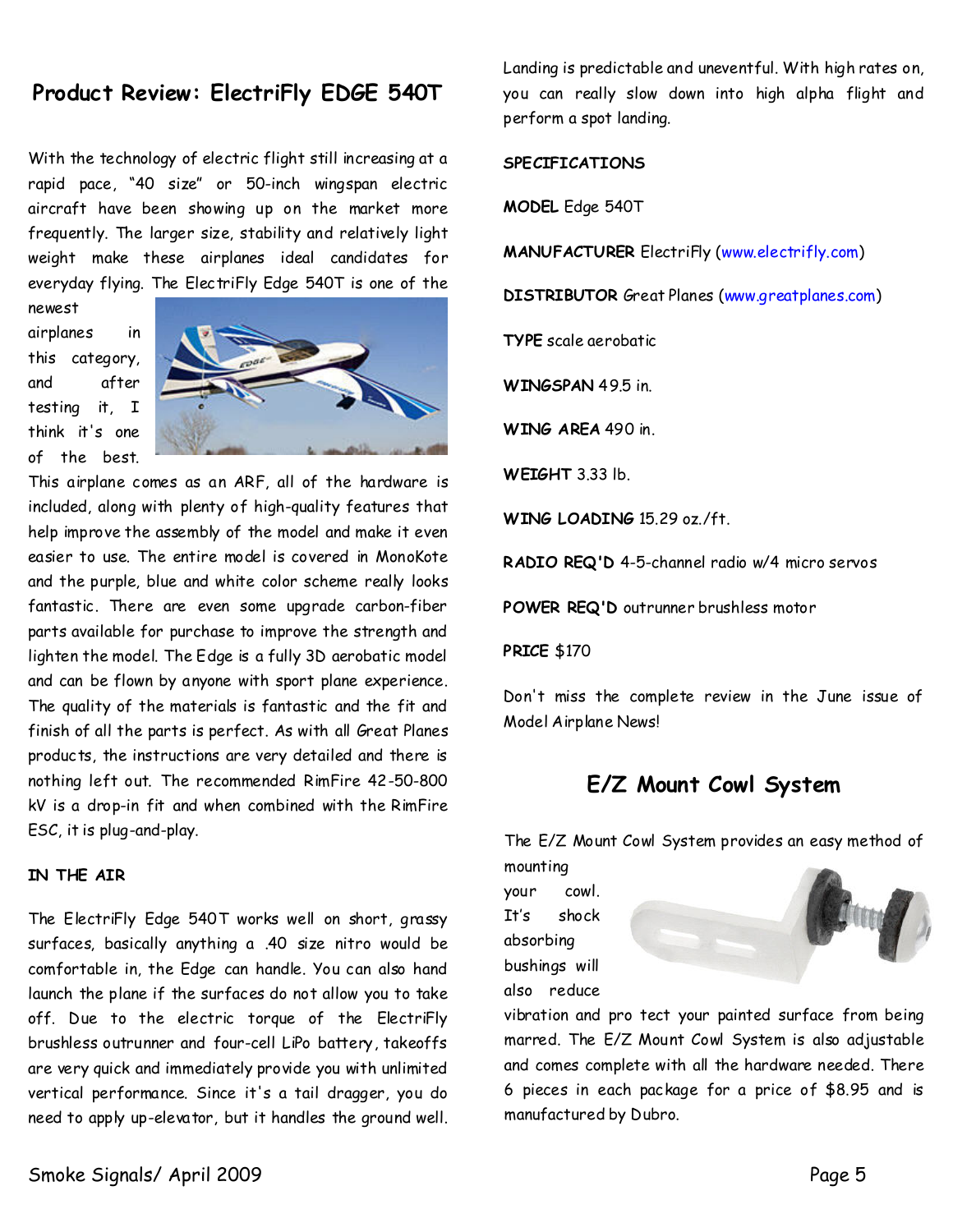## Product Review: ElectriFly EDGE 540T

With the technology of electric flight still increasing at a rapid pace, "40 size" or 50-inch wingspan electric aircraft have been showing up on the market more frequently. The larger size, stability and relatively light weight make these airplanes ideal candidates for everyday flying. The ElectriFly Edge 540T is one of the newest airplanes in this category, and after testing it, I think it's one of the best. This airplane comes as an ARF, all of the hardware is included, along with plenty of high-quality features that help improve the assembly of the model and make it even easier to use. The entire model is covered in MonoKote and the purple, blue and white color scheme really looks fantastic. There are even some upgrade carbon-fiber parts available for purchase to improve the strength and lighten the model. The Edge is a fully 3D aerobatic model and can be flown by anyone with sport plane experience. The quality of the materials is fantastic and the fit and finish of all the parts is perfect. As with all Great Planes products, the instructions are very detailed and there is nothing left out. The recommended RimFire 42-50-800 kV is a drop-in fit and when combined with the RimFire ESC, it is plug-and-play.

**IN THE AIR**

The ElectriFly Edge 540T works well on short, grassy surfaces, basically anything a .40 size nitro would be comfortable in, the Edge can handle. You can also hand launch the plane if the surfaces do not allow you to take off. Due to the electric torque of the ElectriFly brushless outrunner and four-cell LiPo battery, takeoffs are very quick and immediately provide you with unlimited vertical performance. Since it's a tail dragger, you do need to apply up-elevator, but it handles the ground well. Landing is predictable and uneventful. With high rates on, you can really slow down into high alpha flight and perform a spot landing.

**SPECIFICATIONS**

**MODEL** Edge 540T

**MANUFACTURER** ElectriFly (www.electrifly.com)

**DISTRIBUTOR** Great Planes (www.greatplanes.com)

**TYPE** scale aerobatic

**WINGSPAN** 49.5 in.

**WING AREA** 490 in.

**WEIGHT** 3.33 lb.

**WING LOADING** 15.29 oz./ft.

**RADIO REQ'D** 4-5-channel radio w/4 micro servos

**POWER REQ'D** outrunner brushless motor

**PRICE** $170

Don't miss the complete review in the June issue of Model Airplane News!

## E/Z Mount Cowl System

The E/Z Mount Cowl System provides an easy method of mounting your cowl. It's shock absorbing bushings will also reduce vibration and pro tect your painted surface from being marred. The E/Z Mount Cowl System is also adjustable and comes complete with all the hardware needed. There 6 pieces in each package for a price of $8.95 and is manufactured by Dubro.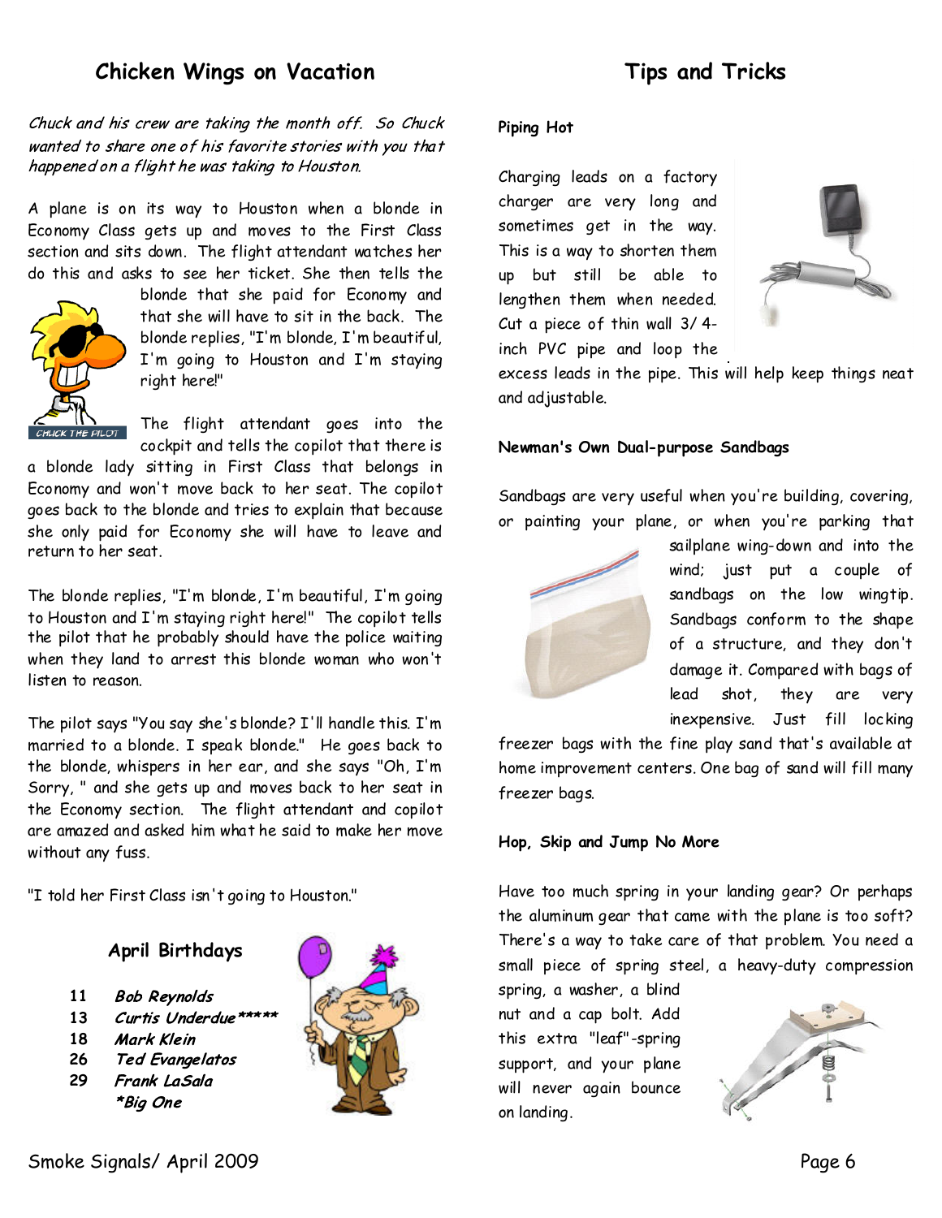## Chicken Wings on Vacation

*Chuck and his crew are taking the month off. So Chuck wanted to share one of his favorite stories with you that happened on a flight he was taking to Houston.*

A plane is on its way to Houston when a blonde in Economy Class gets up and moves to the First Class section and sits down. The flight attendant watches her do this and asks to see her ticket. She then tells the blonde that she paid for Economy and that she will have to sit in the back. The blonde replies, "I'm blonde, I'm beautiful, I'm going to Houston and I'm staying right here!"

CHUCK THE PILOT

The flight attendant goes into the cockpit and tells the copilot that there is a blonde lady sitting in First Class that belongs in Economy and won't move back to her seat. The copilot goes back to the blonde and tries to explain that because she only paid for Economy she will have to leave and return to her seat.

The blonde replies, "I'm blonde, I'm beautiful, I'm going to Houston and I'm staying right here!" The copilot tells the pilot that he probably should have the police waiting when they land to arrest this blonde woman who won't listen to reason.

The pilot says "You say she's blonde? I'll handle this. I'm married to a blonde. I speak blonde." He goes back to the blonde, whispers in her ear, and she says "Oh, I'm Sorry, " and she gets up and moves back to her seat in the Economy section. The flight attendant and copilot are amazed and asked him what he said to make her move without any fuss.

"I told her First Class isn't going to Houston."

### April Birthdays

| | |
|---|---|
| 11 | *Bob Reynolds* |
| 13 | *Curtis Underdue\*\*\*\*\** |
| 18 | *Mark Klein* |
| 26 | *Ted Evangelatos* |
| 29 | *Frank LaSala* |
| | *\*Big One* |

## Tips and Tricks

**Piping Hot**

Charging leads on a factory charger are very long and sometimes get in the way. This is a way to shorten them up but still be able to lengthen them when needed. Cut a piece of thin wall 3/4-inch PVC pipe and loop the excess leads in the pipe. This will help keep things neat and adjustable.

**Newman's Own Dual-purpose Sandbags**

Sandbags are very useful when you're building, covering, or painting your plane, or when you're parking that sailplane wing-down and into the wind; just put a couple of sandbags on the low wingtip. Sandbags conform to the shape of a structure, and they don't damage it. Compared with bags of lead shot, they are very inexpensive. Just fill locking freezer bags with the fine play sand that's available at home improvement centers. One bag of sand will fill many freezer bags.

**Hop, Skip and Jump No More**

Have too much spring in your landing gear? Or perhaps the aluminum gear that came with the plane is too soft? There's a way to take care of that problem. You need a small piece of spring steel, a heavy-duty compression spring, a washer, a blind nut and a cap bolt. Add this extra "leaf"-spring support, and your plane will never again bounce on landing.